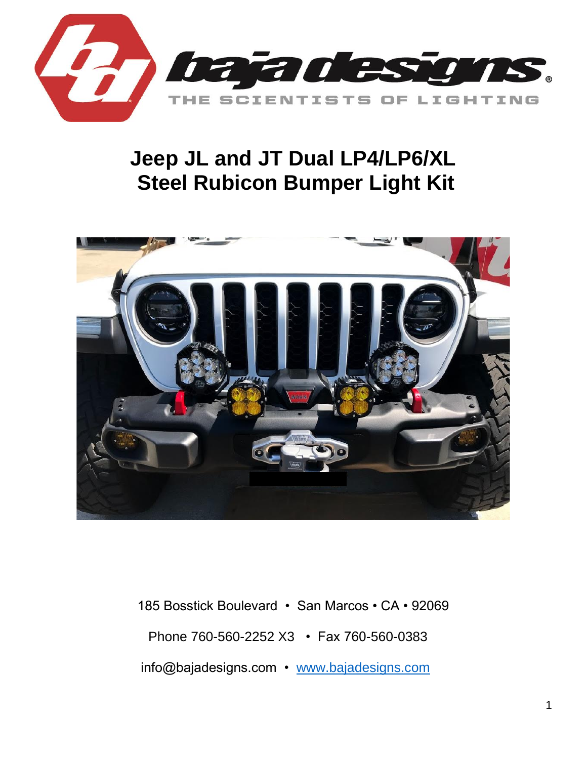baja designs®

THE SCIENTISTS OF LIGHTING

# Jeep JL and JT Dual LP4/LP6/XL Steel Rubicon Bumper Light Kit

185 Bosstick Boulevard • San Marcos • CA • 92069

Phone 760-560-2252 X3 • Fax 760-560-0383

info@bajadesigns.com • www.bajadesigns.com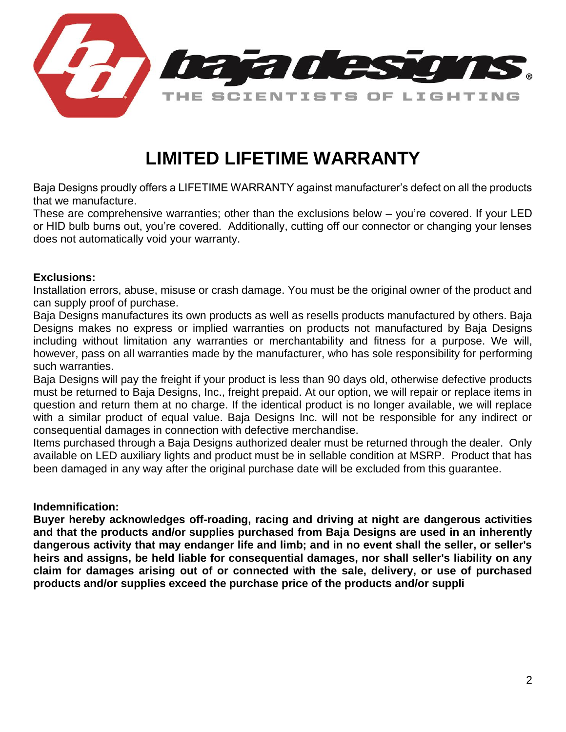baja designs®

THE SCIENTISTS OF LIGHTING

# LIMITED LIFETIME WARRANTY

Baja Designs proudly offers a LIFETIME WARRANTY against manufacturer's defect on all the products that we manufacture.

These are comprehensive warranties; other than the exclusions below – you're covered. If your LED or HID bulb burns out, you're covered. Additionally, cutting off our connector or changing your lenses does not automatically void your warranty.

**Exclusions:**

Installation errors, abuse, misuse or crash damage. You must be the original owner of the product and can supply proof of purchase.

Baja Designs manufactures its own products as well as resells products manufactured by others. Baja Designs makes no express or implied warranties on products not manufactured by Baja Designs including without limitation any warranties or merchantability and fitness for a purpose. We will, however, pass on all warranties made by the manufacturer, who has sole responsibility for performing such warranties.

Baja Designs will pay the freight if your product is less than 90 days old, otherwise defective products must be returned to Baja Designs, Inc., freight prepaid. At our option, we will repair or replace items in question and return them at no charge. If the identical product is no longer available, we will replace with a similar product of equal value. Baja Designs Inc. will not be responsible for any indirect or consequential damages in connection with defective merchandise.

Items purchased through a Baja Designs authorized dealer must be returned through the dealer. Only available on LED auxiliary lights and product must be in sellable condition at MSRP. Product that has been damaged in any way after the original purchase date will be excluded from this guarantee.

**Indemnification:**

**Buyer hereby acknowledges off-roading, racing and driving at night are dangerous activities and that the products and/or supplies purchased from Baja Designs are used in an inherently dangerous activity that may endanger life and limb; and in no event shall the seller, or seller's heirs and assigns, be held liable for consequential damages, nor shall seller's liability on any claim for damages arising out of or connected with the sale, delivery, or use of purchased products and/or supplies exceed the purchase price of the products and/or suppli**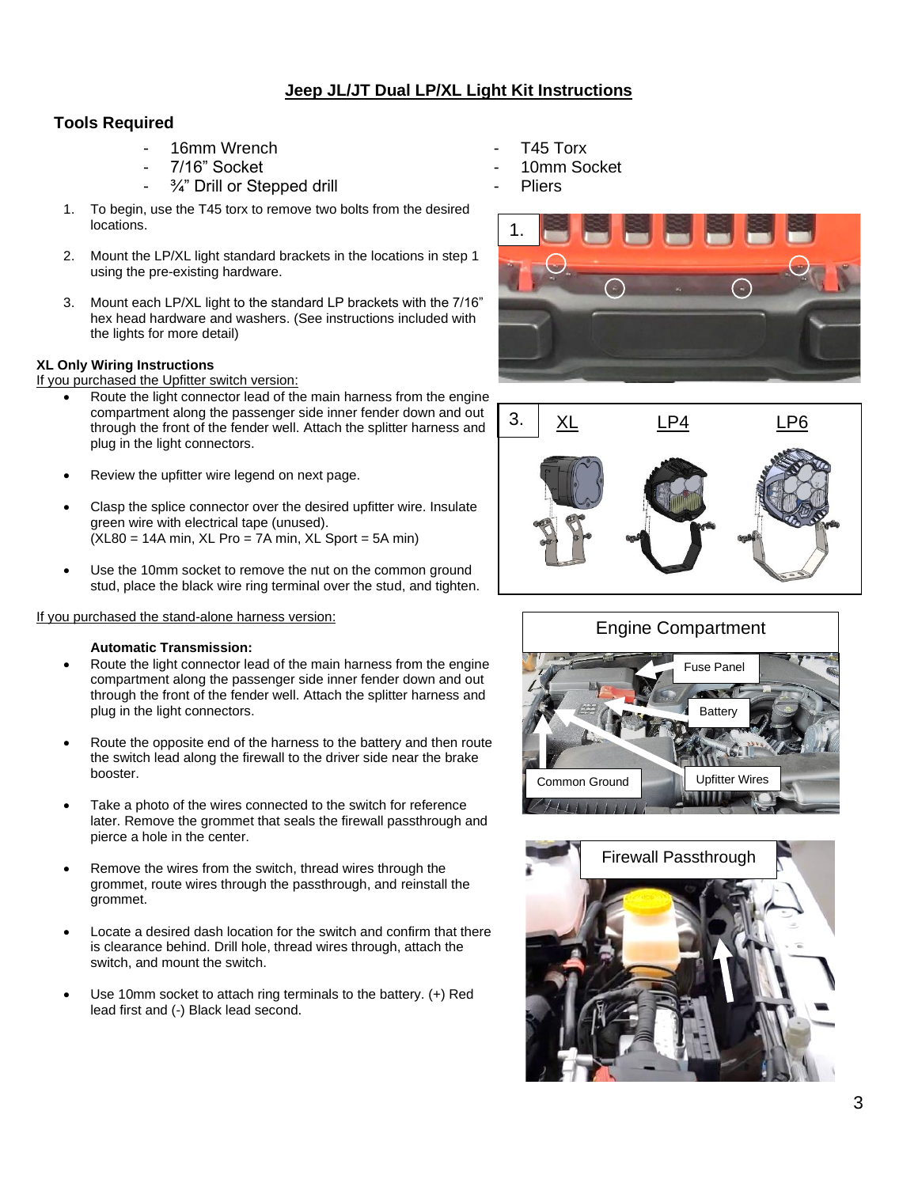## Jeep JL/JT Dual LP/XL Light Kit Instructions

### Tools Required

- 16mm Wrench
- 7/16" Socket
- ¾" Drill or Stepped drill
- T45 Torx
- 10mm Socket
- Pliers

1. To begin, use the T45 torx to remove two bolts from the desired locations.

2. Mount the LP/XL light standard brackets in the locations in step 1 using the pre-existing hardware.

3. Mount each LP/XL light to the standard LP brackets with the 7/16" hex head hardware and washers. (See instructions included with the lights for more detail)

**XL Only Wiring Instructions**

If you purchased the Upfitter switch version:

- Route the light connector lead of the main harness from the engine compartment along the passenger side inner fender down and out through the front of the fender well. Attach the splitter harness and plug in the light connectors.

- Review the upfitter wire legend on next page.

- Clasp the splice connector over the desired upfitter wire. Insulate green wire with electrical tape (unused).
  (XL80 = 14A min, XL Pro = 7A min, XL Sport = 5A min)

- Use the 10mm socket to remove the nut on the common ground stud, place the black wire ring terminal over the stud, and tighten.

If you purchased the stand-alone harness version:

**Automatic Transmission:**

- Route the light connector lead of the main harness from the engine compartment along the passenger side inner fender down and out through the front of the fender well. Attach the splitter harness and plug in the light connectors.

- Route the opposite end of the harness to the battery and then route the switch lead along the firewall to the driver side near the brake booster.

- Take a photo of the wires connected to the switch for reference later. Remove the grommet that seals the firewall passthrough and pierce a hole in the center.

- Remove the wires from the switch, thread wires through the grommet, route wires through the passthrough, and reinstall the grommet.

- Locate a desired dash location for the switch and confirm that there is clearance behind. Drill hole, thread wires through, attach the switch, and mount the switch.

- Use 10mm socket to attach ring terminals to the battery. (+) Red lead first and (-) Black lead second.

1.

3. XL LP4 LP6

Engine Compartment

Fuse Panel

Battery

Common Ground

Upfitter Wires

Firewall Passthrough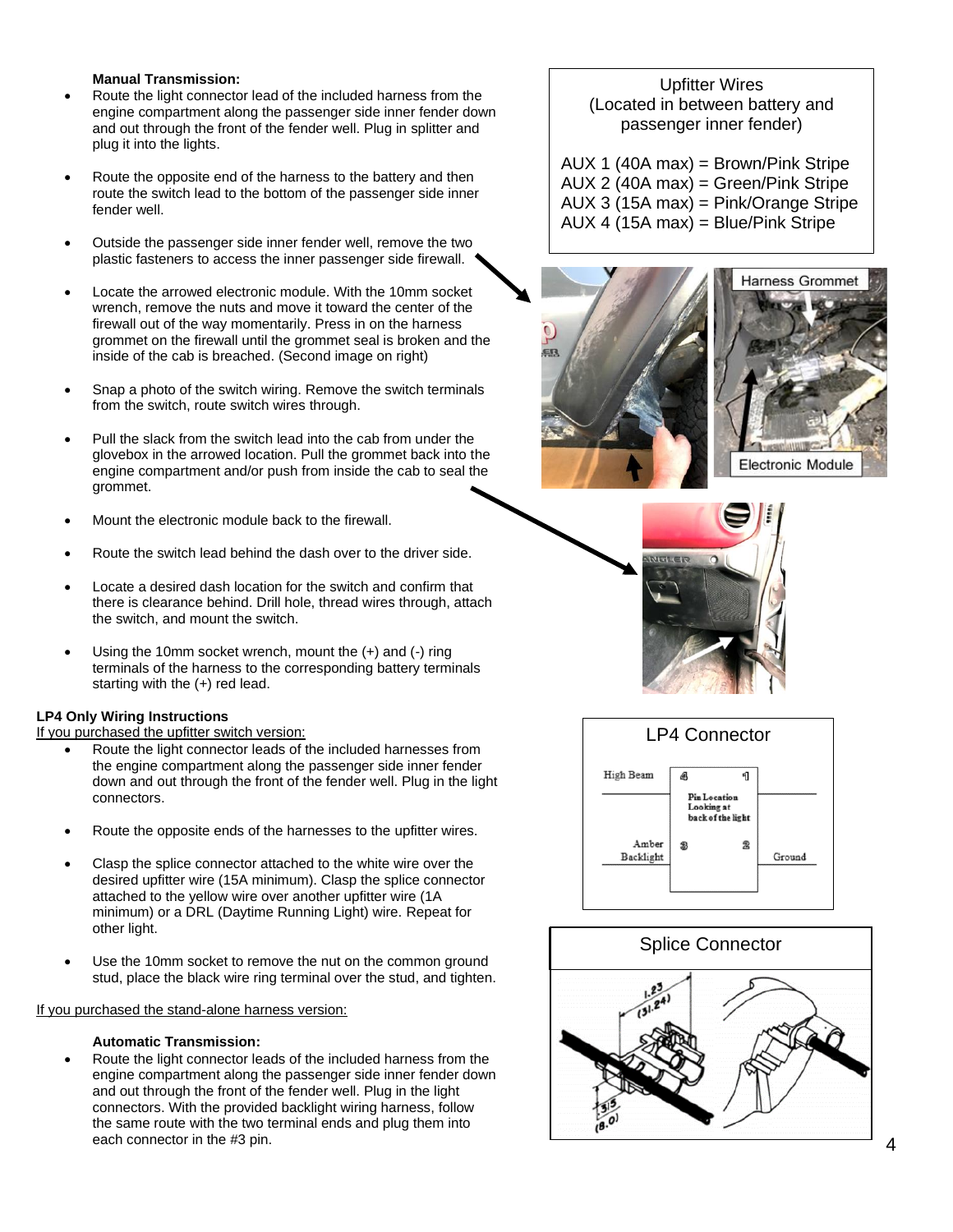**Manual Transmission:**

- Route the light connector lead of the included harness from the engine compartment along the passenger side inner fender down and out through the front of the fender well. Plug in splitter and plug it into the lights.
- Route the opposite end of the harness to the battery and then route the switch lead to the bottom of the passenger side inner fender well.
- Outside the passenger side inner fender well, remove the two plastic fasteners to access the inner passenger side firewall.
- Locate the arrowed electronic module. With the 10mm socket wrench, remove the nuts and move it toward the center of the firewall out of the way momentarily. Press in on the harness grommet on the firewall until the grommet seal is broken and the inside of the cab is breached. (Second image on right)
- Snap a photo of the switch wiring. Remove the switch terminals from the switch, route switch wires through.
- Pull the slack from the switch lead into the cab from under the glovebox in the arrowed location. Pull the grommet back into the engine compartment and/or push from inside the cab to seal the grommet.
- Mount the electronic module back to the firewall.
- Route the switch lead behind the dash over to the driver side.
- Locate a desired dash location for the switch and confirm that there is clearance behind. Drill hole, thread wires through, attach the switch, and mount the switch.
- Using the 10mm socket wrench, mount the (+) and (-) ring terminals of the harness to the corresponding battery terminals starting with the (+) red lead.

**LP4 Only Wiring Instructions**

If you purchased the upfitter switch version:

- Route the light connector leads of the included harnesses from the engine compartment along the passenger side inner fender down and out through the front of the fender well. Plug in the light connectors.
- Route the opposite ends of the harnesses to the upfitter wires.
- Clasp the splice connector attached to the white wire over the desired upfitter wire (15A minimum). Clasp the splice connector attached to the yellow wire over another upfitter wire (1A minimum) or a DRL (Daytime Running Light) wire. Repeat for other light.
- Use the 10mm socket to remove the nut on the common ground stud, place the black wire ring terminal over the stud, and tighten.

If you purchased the stand-alone harness version:

**Automatic Transmission:**

- Route the light connector leads of the included harness from the engine compartment along the passenger side inner fender down and out through the front of the fender well. Plug in the light connectors. With the provided backlight wiring harness, follow the same route with the two terminal ends and plug them into each connector in the #3 pin.

Upfitter Wires
(Located in between battery and passenger inner fender)

AUX 1 (40A max) = Brown/Pink Stripe
AUX 2 (40A max) = Green/Pink Stripe
AUX 3 (15A max) = Pink/Orange Stripe
AUX 4 (15A max) = Blue/Pink Stripe

Harness Grommet

Electronic Module

LP4 Connector

High Beam — 4, 1

Pin Location Looking at back of the light

Amber Backlight — 3, 2 — Ground

Splice Connector

1.23 (31.24)

.315 (8.0)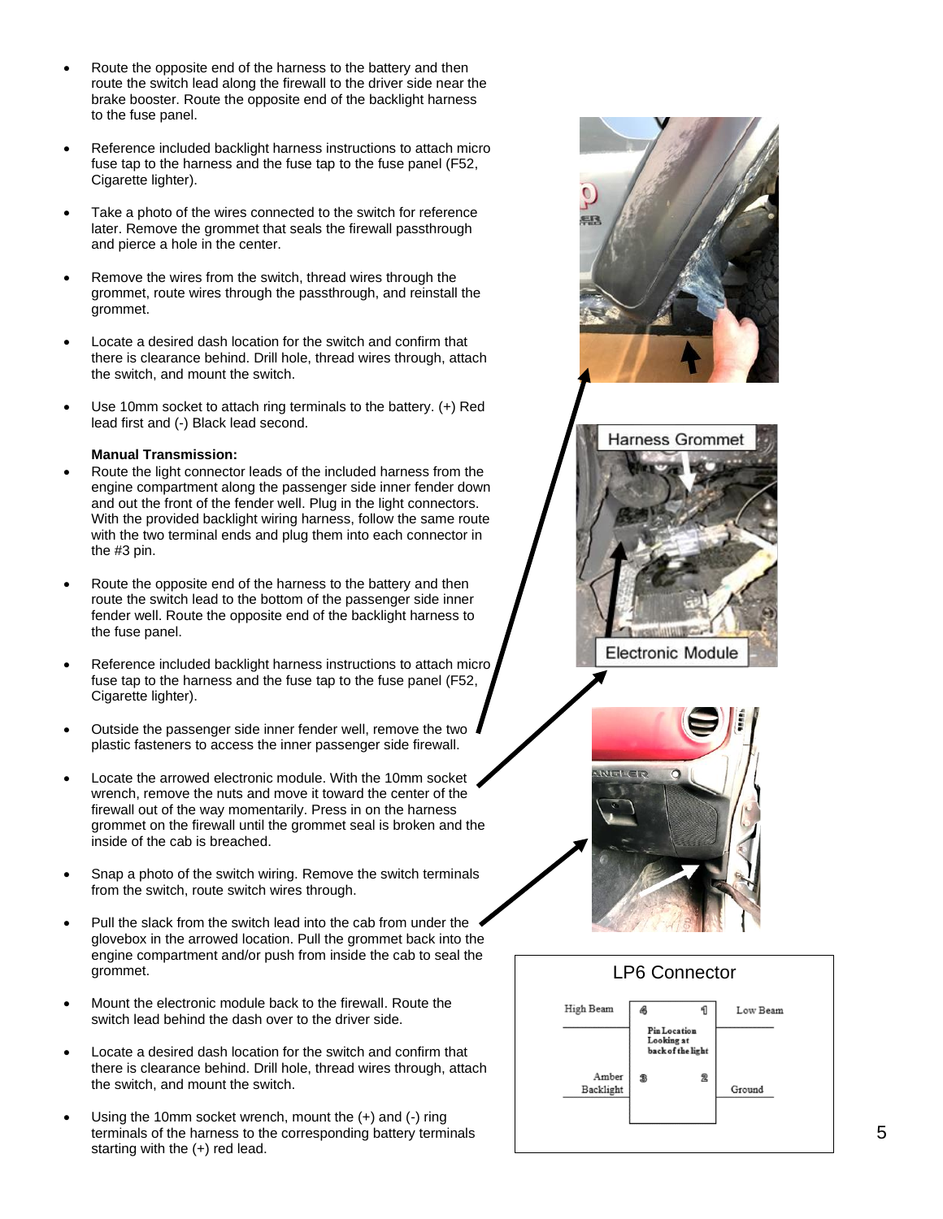- Route the opposite end of the harness to the battery and then route the switch lead along the firewall to the driver side near the brake booster. Route the opposite end of the backlight harness to the fuse panel.
- Reference included backlight harness instructions to attach micro fuse tap to the harness and the fuse tap to the fuse panel (F52, Cigarette lighter).
- Take a photo of the wires connected to the switch for reference later. Remove the grommet that seals the firewall passthrough and pierce a hole in the center.
- Remove the wires from the switch, thread wires through the grommet, route wires through the passthrough, and reinstall the grommet.
- Locate a desired dash location for the switch and confirm that there is clearance behind. Drill hole, thread wires through, attach the switch, and mount the switch.
- Use 10mm socket to attach ring terminals to the battery. (+) Red lead first and (-) Black lead second.

**Manual Transmission:**

- Route the light connector leads of the included harness from the engine compartment along the passenger side inner fender down and out the front of the fender well. Plug in the light connectors. With the provided backlight wiring harness, follow the same route with the two terminal ends and plug them into each connector in the #3 pin.
- Route the opposite end of the harness to the battery and then route the switch lead to the bottom of the passenger side inner fender well. Route the opposite end of the backlight harness to the fuse panel.
- Reference included backlight harness instructions to attach micro fuse tap to the harness and the fuse tap to the fuse panel (F52, Cigarette lighter).
- Outside the passenger side inner fender well, remove the two plastic fasteners to access the inner passenger side firewall.
- Locate the arrowed electronic module. With the 10mm socket wrench, remove the nuts and move it toward the center of the firewall out of the way momentarily. Press in on the harness grommet on the firewall until the grommet seal is broken and the inside of the cab is breached.
- Snap a photo of the switch wiring. Remove the switch terminals from the switch, route switch wires through.
- Pull the slack from the switch lead into the cab from under the glovebox in the arrowed location. Pull the grommet back into the engine compartment and/or push from inside the cab to seal the grommet.
- Mount the electronic module back to the firewall. Route the switch lead behind the dash over to the driver side.
- Locate a desired dash location for the switch and confirm that there is clearance behind. Drill hole, thread wires through, attach the switch, and mount the switch.
- Using the 10mm socket wrench, mount the (+) and (-) ring terminals of the harness to the corresponding battery terminals starting with the (+) red lead.

Harness Grommet

Electronic Module

**LP6 Connector**

| | | | |
|---|---|---|---|
| High Beam | 4 | 1 | Low Beam |
| Amber Backlight | 3 | 2 | Ground |

Pin Location Looking at back of the light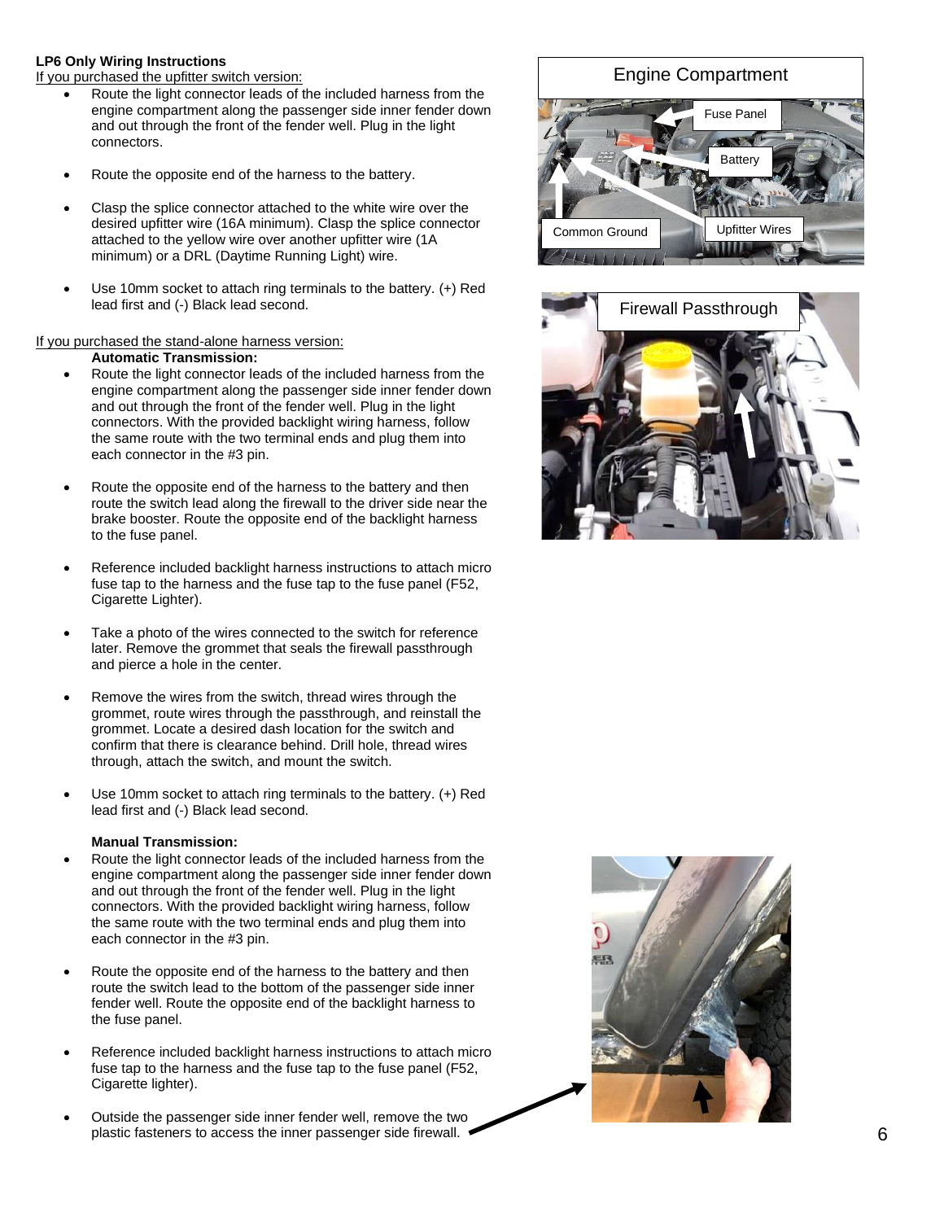**LP6 Only Wiring Instructions**

If you purchased the upfitter switch version:

- Route the light connector leads of the included harness from the engine compartment along the passenger side inner fender down and out through the front of the fender well. Plug in the light connectors.
- Route the opposite end of the harness to the battery.
- Clasp the splice connector attached to the white wire over the desired upfitter wire (16A minimum). Clasp the splice connector attached to the yellow wire over another upfitter wire (1A minimum) or a DRL (Daytime Running Light) wire.
- Use 10mm socket to attach ring terminals to the battery. (+) Red lead first and (-) Black lead second.

If you purchased the stand-alone harness version:

**Automatic Transmission:**

- Route the light connector leads of the included harness from the engine compartment along the passenger side inner fender down and out through the front of the fender well. Plug in the light connectors. With the provided backlight wiring harness, follow the same route with the two terminal ends and plug them into each connector in the #3 pin.
- Route the opposite end of the harness to the battery and then route the switch lead along the firewall to the driver side near the brake booster. Route the opposite end of the backlight harness to the fuse panel.
- Reference included backlight harness instructions to attach micro fuse tap to the harness and the fuse tap to the fuse panel (F52, Cigarette Lighter).
- Take a photo of the wires connected to the switch for reference later. Remove the grommet that seals the firewall passthrough and pierce a hole in the center.
- Remove the wires from the switch, thread wires through the grommet, route wires through the passthrough, and reinstall the grommet. Locate a desired dash location for the switch and confirm that there is clearance behind. Drill hole, thread wires through, attach the switch, and mount the switch.
- Use 10mm socket to attach ring terminals to the battery. (+) Red lead first and (-) Black lead second.

**Manual Transmission:**

- Route the light connector leads of the included harness from the engine compartment along the passenger side inner fender down and out through the front of the fender well. Plug in the light connectors. With the provided backlight wiring harness, follow the same route with the two terminal ends and plug them into each connector in the #3 pin.
- Route the opposite end of the harness to the battery and then route the switch lead to the bottom of the passenger side inner fender well. Route the opposite end of the backlight harness to the fuse panel.
- Reference included backlight harness instructions to attach micro fuse tap to the harness and the fuse tap to the fuse panel (F52, Cigarette lighter).
- Outside the passenger side inner fender well, remove the two plastic fasteners to access the inner passenger side firewall.

Engine Compartment

Fuse Panel

Battery

Common Ground

Upfitter Wires

Firewall Passthrough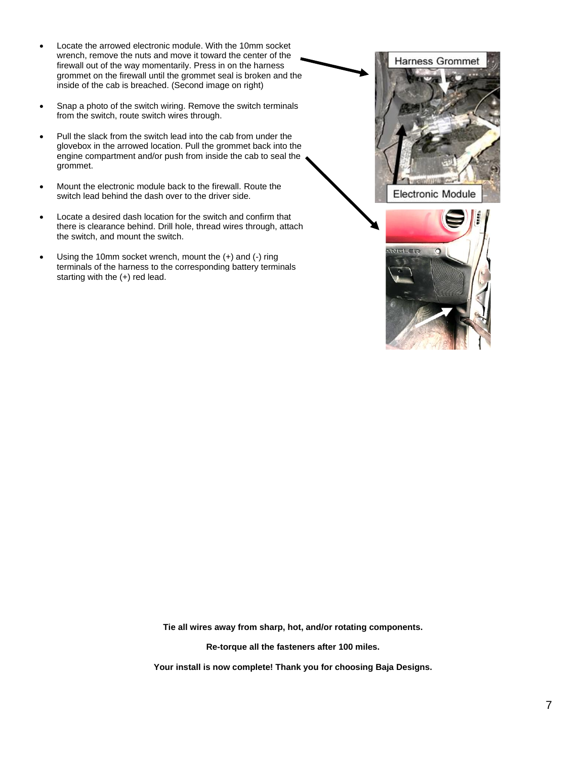- Locate the arrowed electronic module. With the 10mm socket wrench, remove the nuts and move it toward the center of the firewall out of the way momentarily. Press in on the harness grommet on the firewall until the grommet seal is broken and the inside of the cab is breached. (Second image on right)

- Snap a photo of the switch wiring. Remove the switch terminals from the switch, route switch wires through.

- Pull the slack from the switch lead into the cab from under the glovebox in the arrowed location. Pull the grommet back into the engine compartment and/or push from inside the cab to seal the grommet.

- Mount the electronic module back to the firewall. Route the switch lead behind the dash over to the driver side.

- Locate a desired dash location for the switch and confirm that there is clearance behind. Drill hole, thread wires through, attach the switch, and mount the switch.

- Using the 10mm socket wrench, mount the (+) and (-) ring terminals of the harness to the corresponding battery terminals starting with the (+) red lead.

Harness Grommet

Electronic Module

**Tie all wires away from sharp, hot, and/or rotating components.**

**Re-torque all the fasteners after 100 miles.**

**Your install is now complete! Thank you for choosing Baja Designs.**